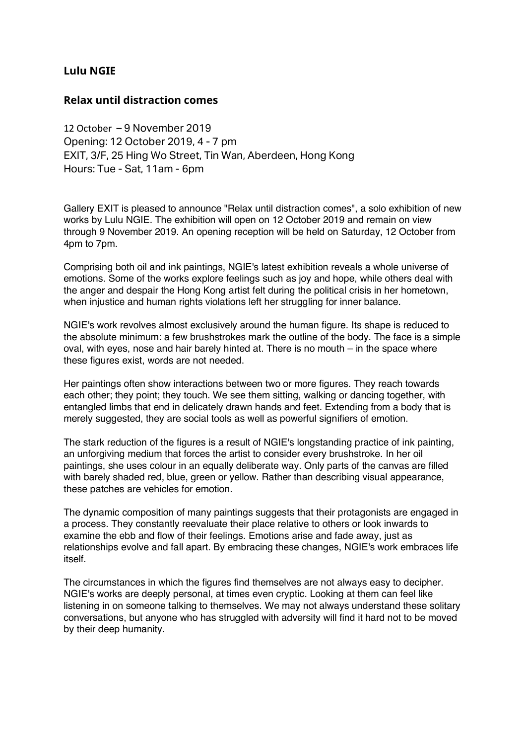## Lulu NGIE

## Relax until distraction comes

12 October – 9 November 2019
Opening: 12 October 2019, 4 - 7 pm
EXIT, 3/F, 25 Hing Wo Street, Tin Wan, Aberdeen, Hong Kong
Hours: Tue - Sat, 11am - 6pm

Gallery EXIT is pleased to announce "Relax until distraction comes", a solo exhibition of new works by Lulu NGIE. The exhibition will open on 12 October 2019 and remain on view through 9 November 2019. An opening reception will be held on Saturday, 12 October from 4pm to 7pm.

Comprising both oil and ink paintings, NGIE's latest exhibition reveals a whole universe of emotions. Some of the works explore feelings such as joy and hope, while others deal with the anger and despair the Hong Kong artist felt during the political crisis in her hometown, when injustice and human rights violations left her struggling for inner balance.

NGIE's work revolves almost exclusively around the human figure. Its shape is reduced to the absolute minimum: a few brushstrokes mark the outline of the body. The face is a simple oval, with eyes, nose and hair barely hinted at. There is no mouth – in the space where these figures exist, words are not needed.

Her paintings often show interactions between two or more figures. They reach towards each other; they point; they touch. We see them sitting, walking or dancing together, with entangled limbs that end in delicately drawn hands and feet. Extending from a body that is merely suggested, they are social tools as well as powerful signifiers of emotion.

The stark reduction of the figures is a result of NGIE's longstanding practice of ink painting, an unforgiving medium that forces the artist to consider every brushstroke. In her oil paintings, she uses colour in an equally deliberate way. Only parts of the canvas are filled with barely shaded red, blue, green or yellow. Rather than describing visual appearance, these patches are vehicles for emotion.

The dynamic composition of many paintings suggests that their protagonists are engaged in a process. They constantly reevaluate their place relative to others or look inwards to examine the ebb and flow of their feelings. Emotions arise and fade away, just as relationships evolve and fall apart. By embracing these changes, NGIE's work embraces life itself.

The circumstances in which the figures find themselves are not always easy to decipher. NGIE's works are deeply personal, at times even cryptic. Looking at them can feel like listening in on someone talking to themselves. We may not always understand these solitary conversations, but anyone who has struggled with adversity will find it hard not to be moved by their deep humanity.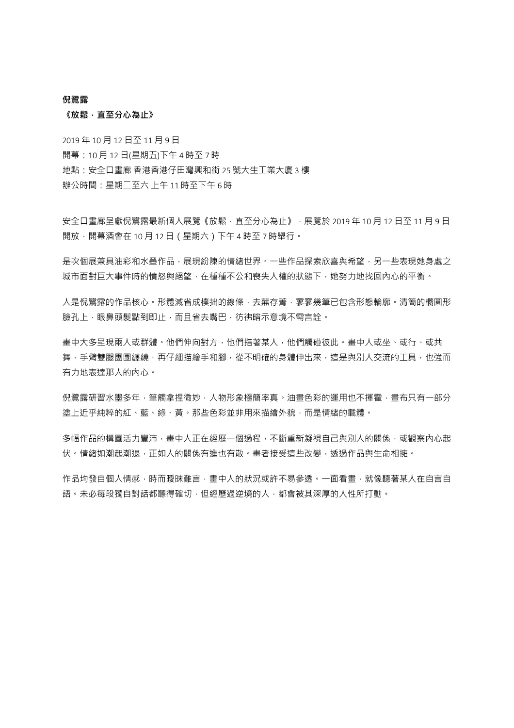**倪鷺露**

**《放鬆，直至分心為止》**

2019 年 10 月 12 日至 11 月 9 日
開幕：10 月 12 日(星期五)下午 4 時至 7 時
地點：安全口畫廊 香港香港仔田灣興和街 25 號大生工業大廈 3 樓
辦公時間：星期二至六 上午 11 時至下午 6 時

安全口畫廊呈獻倪鷺露最新個人展覽《放鬆，直至分心為止》，展覽於 2019 年 10 月 12 日至 11 月 9 日開放，開幕酒會在 10 月 12 日（星期六）下午 4 時至 7 時舉行。

是次個展兼具油彩和水墨作品，展現紛陳的情緒世界。一些作品探索欣喜與希望，另一些表現她身處之城市面對巨大事件時的憤怒與絕望，在種種不公和喪失人權的狀態下，她努力地找回內心的平衡。

人是倪鷺露的作品核心。形體減省成樸拙的線條，去蕪存菁，寥寥幾筆已包含形態輪廓。清簡的橢圓形臉孔上，眼鼻頭髮點到即止，而且省去嘴巴，彷彿暗示意境不需言詮。

畫中大多呈現兩人或群體。他們伸向對方，他們指著某人，他們觸碰彼此。畫中人或坐、或行、或共舞，手臂雙腿團團纏繞，再仔細描繪手和腳，從不明確的身體伸出來，這是與別人交流的工具，也強而有力地表達那人的內心。

倪鷺露研習水墨多年，筆觸拿捏微妙，人物形象極簡率真。油畫色彩的運用也不揮霍，畫布只有一部分塗上近乎純粹的紅、藍、綠、黃。那些色彩並非用來描繪外貌，而是情緒的載體。

多幅作品的構圖活力豐沛，畫中人正在經歷一個過程，不斷重新凝視自己與別人的關係，或觀察內心起伏。情緒如潮起潮退，正如人的關係有進也有散。畫者接受這些改變，透過作品與生命相擁。

作品均發自個人情感，時而曖昧難言，畫中人的狀況或許不易參透。一面看畫，就像聽著某人在自言自語。未必每段獨自對話都聽得確切，但經歷過逆境的人，都會被其深厚的人性所打動。